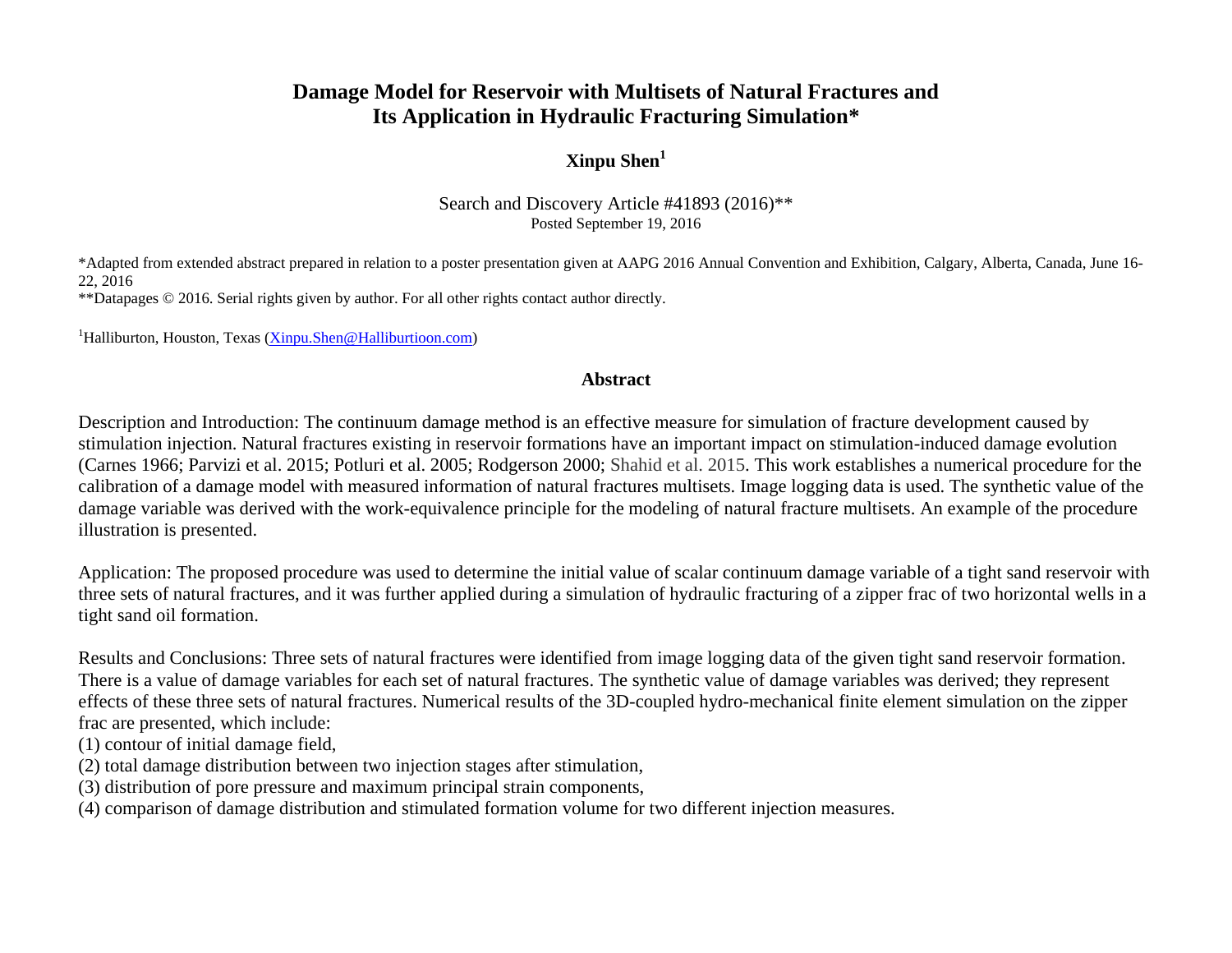# Damage Model for Reservoir with Multisets of Natural Fractures and Its Application in Hydraulic Fracturing Simulation*

**Xinpu Shen[1]**

Search and Discovery Article #41893 (2016)**
Posted September 19, 2016

*Adapted from extended abstract prepared in relation to a poster presentation given at AAPG 2016 Annual Convention and Exhibition, Calgary, Alberta, Canada, June 16-22, 2016
**Datapages © 2016. Serial rights given by author. For all other rights contact author directly.

[1]Halliburton, Houston, Texas (Xinpu.Shen@Halliburtioon.com)

## Abstract

Description and Introduction: The continuum damage method is an effective measure for simulation of fracture development caused by stimulation injection. Natural fractures existing in reservoir formations have an important impact on stimulation-induced damage evolution (Carnes 1966; Parvizi et al. 2015; Potluri et al. 2005; Rodgerson 2000; Shahid et al. 2015. This work establishes a numerical procedure for the calibration of a damage model with measured information of natural fractures multisets. Image logging data is used. The synthetic value of the damage variable was derived with the work-equivalence principle for the modeling of natural fracture multisets. An example of the procedure illustration is presented.

Application: The proposed procedure was used to determine the initial value of scalar continuum damage variable of a tight sand reservoir with three sets of natural fractures, and it was further applied during a simulation of hydraulic fracturing of a zipper frac of two horizontal wells in a tight sand oil formation.

Results and Conclusions: Three sets of natural fractures were identified from image logging data of the given tight sand reservoir formation. There is a value of damage variables for each set of natural fractures. The synthetic value of damage variables was derived; they represent effects of these three sets of natural fractures. Numerical results of the 3D-coupled hydro-mechanical finite element simulation on the zipper frac are presented, which include:

(1) contour of initial damage field,
(2) total damage distribution between two injection stages after stimulation,
(3) distribution of pore pressure and maximum principal strain components,
(4) comparison of damage distribution and stimulated formation volume for two different injection measures.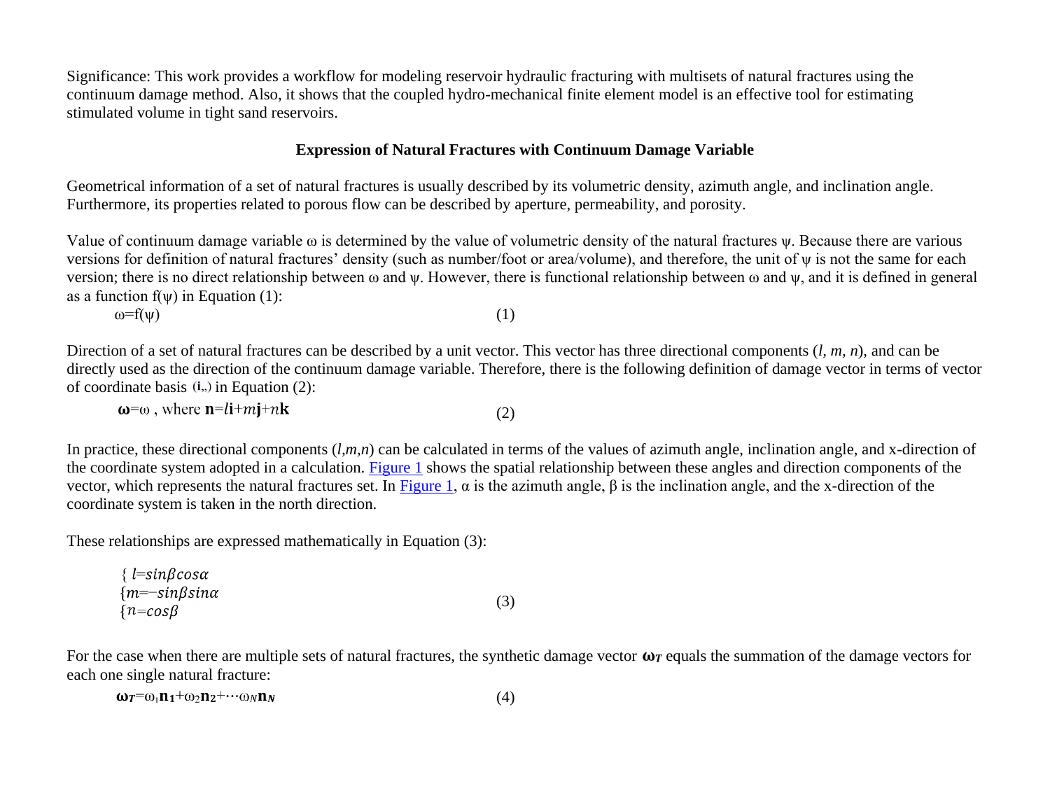Significance: This work provides a workflow for modeling reservoir hydraulic fracturing with multisets of natural fractures using the continuum damage method. Also, it shows that the coupled hydro-mechanical finite element model is an effective tool for estimating stimulated volume in tight sand reservoirs.

## Expression of Natural Fractures with Continuum Damage Variable

Geometrical information of a set of natural fractures is usually described by its volumetric density, azimuth angle, and inclination angle. Furthermore, its properties related to porous flow can be described by aperture, permeability, and porosity.

Value of continuum damage variable $\omega$ is determined by the value of volumetric density of the natural fractures $\psi$. Because there are various versions for definition of natural fractures' density (such as number/foot or area/volume), and therefore, the unit of $\psi$ is not the same for each version; there is no direct relationship between $\omega$ and $\psi$. However, there is functional relationship between $\omega$ and $\psi$, and it is defined in general as a function $f(\psi)$ in Equation (1):

$$\omega = f(\psi) \tag{1}$$

Direction of a set of natural fractures can be described by a unit vector. This vector has three directional components ($l$, $m$, $n$), and can be directly used as the direction of the continuum damage variable. Therefore, there is the following definition of damage vector in terms of vector of coordinate basis $(\mathbf{i},,)$ in Equation (2):

$$\boldsymbol{\omega} = \omega \text{ , where } \mathbf{n} = l\mathbf{i} + m\mathbf{j} + n\mathbf{k} \tag{2}$$

In practice, these directional components ($l,m,n$) can be calculated in terms of the values of azimuth angle, inclination angle, and x-direction of the coordinate system adopted in a calculation. Figure 1 shows the spatial relationship between these angles and direction components of the vector, which represents the natural fractures set. In Figure 1, $\alpha$ is the azimuth angle, $\beta$ is the inclination angle, and the x-direction of the coordinate system is taken in the north direction.

These relationships are expressed mathematically in Equation (3):

$$\begin{cases} l = \sin\beta\cos\alpha \\ m = -\sin\beta\sin\alpha \\ n = \cos\beta \end{cases} \tag{3}$$

For the case when there are multiple sets of natural fractures, the synthetic damage vector $\boldsymbol{\omega_T}$ equals the summation of the damage vectors for each one single natural fracture:

$$\boldsymbol{\omega_T} = \omega_1\mathbf{n_1} + \omega_2\mathbf{n_2} + \cdots \omega_N\mathbf{n_N} \tag{4}$$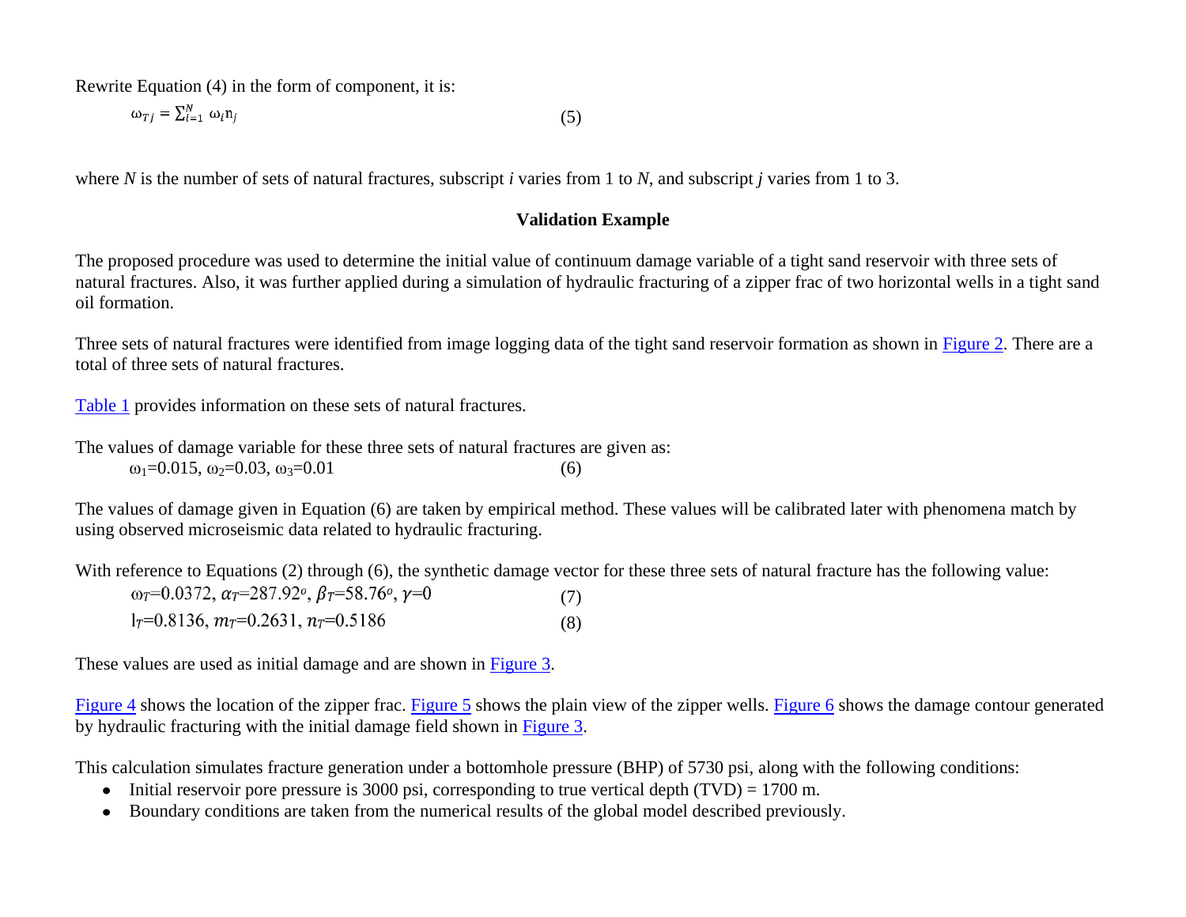Rewrite Equation (4) in the form of component, it is:

$$\omega_{Tj} = \sum_{i=1}^{N} \omega_i n_j \tag{5}$$

where $N$ is the number of sets of natural fractures, subscript $i$ varies from 1 to $N$, and subscript $j$ varies from 1 to 3.

### Validation Example

The proposed procedure was used to determine the initial value of continuum damage variable of a tight sand reservoir with three sets of natural fractures. Also, it was further applied during a simulation of hydraulic fracturing of a zipper frac of two horizontal wells in a tight sand oil formation.

Three sets of natural fractures were identified from image logging data of the tight sand reservoir formation as shown in Figure 2. There are a total of three sets of natural fractures.

Table 1 provides information on these sets of natural fractures.

The values of damage variable for these three sets of natural fractures are given as:

$$\omega_1=0.015,\ \omega_2=0.03,\ \omega_3=0.01 \tag{6}$$

The values of damage given in Equation (6) are taken by empirical method. These values will be calibrated later with phenomena match by using observed microseismic data related to hydraulic fracturing.

With reference to Equations (2) through (6), the synthetic damage vector for these three sets of natural fracture has the following value:

$$\omega_T=0.0372,\ \alpha_T=287.92^o,\ \beta_T=58.76^o,\ \gamma=0 \tag{7}$$

$$l_T=0.8136,\ m_T=0.2631,\ n_T=0.5186 \tag{8}$$

These values are used as initial damage and are shown in Figure 3.

Figure 4 shows the location of the zipper frac. Figure 5 shows the plain view of the zipper wells. Figure 6 shows the damage contour generated by hydraulic fracturing with the initial damage field shown in Figure 3.

This calculation simulates fracture generation under a bottomhole pressure (BHP) of 5730 psi, along with the following conditions:

- Initial reservoir pore pressure is 3000 psi, corresponding to true vertical depth (TVD) = 1700 m.
- Boundary conditions are taken from the numerical results of the global model described previously.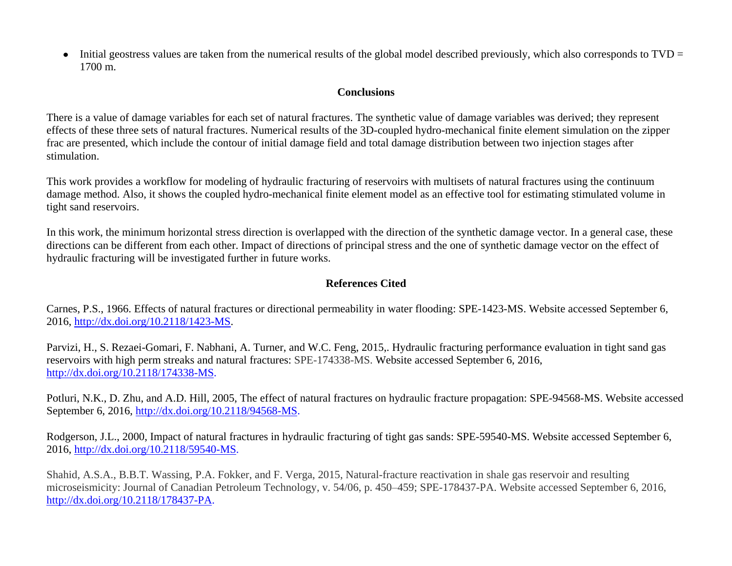- Initial geostress values are taken from the numerical results of the global model described previously, which also corresponds to TVD = 1700 m.

## Conclusions

There is a value of damage variables for each set of natural fractures. The synthetic value of damage variables was derived; they represent effects of these three sets of natural fractures. Numerical results of the 3D-coupled hydro-mechanical finite element simulation on the zipper frac are presented, which include the contour of initial damage field and total damage distribution between two injection stages after stimulation.

This work provides a workflow for modeling of hydraulic fracturing of reservoirs with multisets of natural fractures using the continuum damage method. Also, it shows the coupled hydro-mechanical finite element model as an effective tool for estimating stimulated volume in tight sand reservoirs.

In this work, the minimum horizontal stress direction is overlapped with the direction of the synthetic damage vector. In a general case, these directions can be different from each other. Impact of directions of principal stress and the one of synthetic damage vector on the effect of hydraulic fracturing will be investigated further in future works.

## References Cited

Carnes, P.S., 1966. Effects of natural fractures or directional permeability in water flooding: SPE-1423-MS. Website accessed September 6, 2016, http://dx.doi.org/10.2118/1423-MS.

Parvizi, H., S. Rezaei-Gomari, F. Nabhani, A. Turner, and W.C. Feng, 2015,. Hydraulic fracturing performance evaluation in tight sand gas reservoirs with high perm streaks and natural fractures: SPE-174338-MS. Website accessed September 6, 2016, http://dx.doi.org/10.2118/174338-MS.

Potluri, N.K., D. Zhu, and A.D. Hill, 2005, The effect of natural fractures on hydraulic fracture propagation: SPE-94568-MS. Website accessed September 6, 2016, http://dx.doi.org/10.2118/94568-MS.

Rodgerson, J.L., 2000, Impact of natural fractures in hydraulic fracturing of tight gas sands: SPE-59540-MS. Website accessed September 6, 2016, http://dx.doi.org/10.2118/59540-MS.

Shahid, A.S.A., B.B.T. Wassing, P.A. Fokker, and F. Verga, 2015, Natural-fracture reactivation in shale gas reservoir and resulting microseismicity: Journal of Canadian Petroleum Technology, v. 54/06, p. 450–459; SPE-178437-PA. Website accessed September 6, 2016, http://dx.doi.org/10.2118/178437-PA.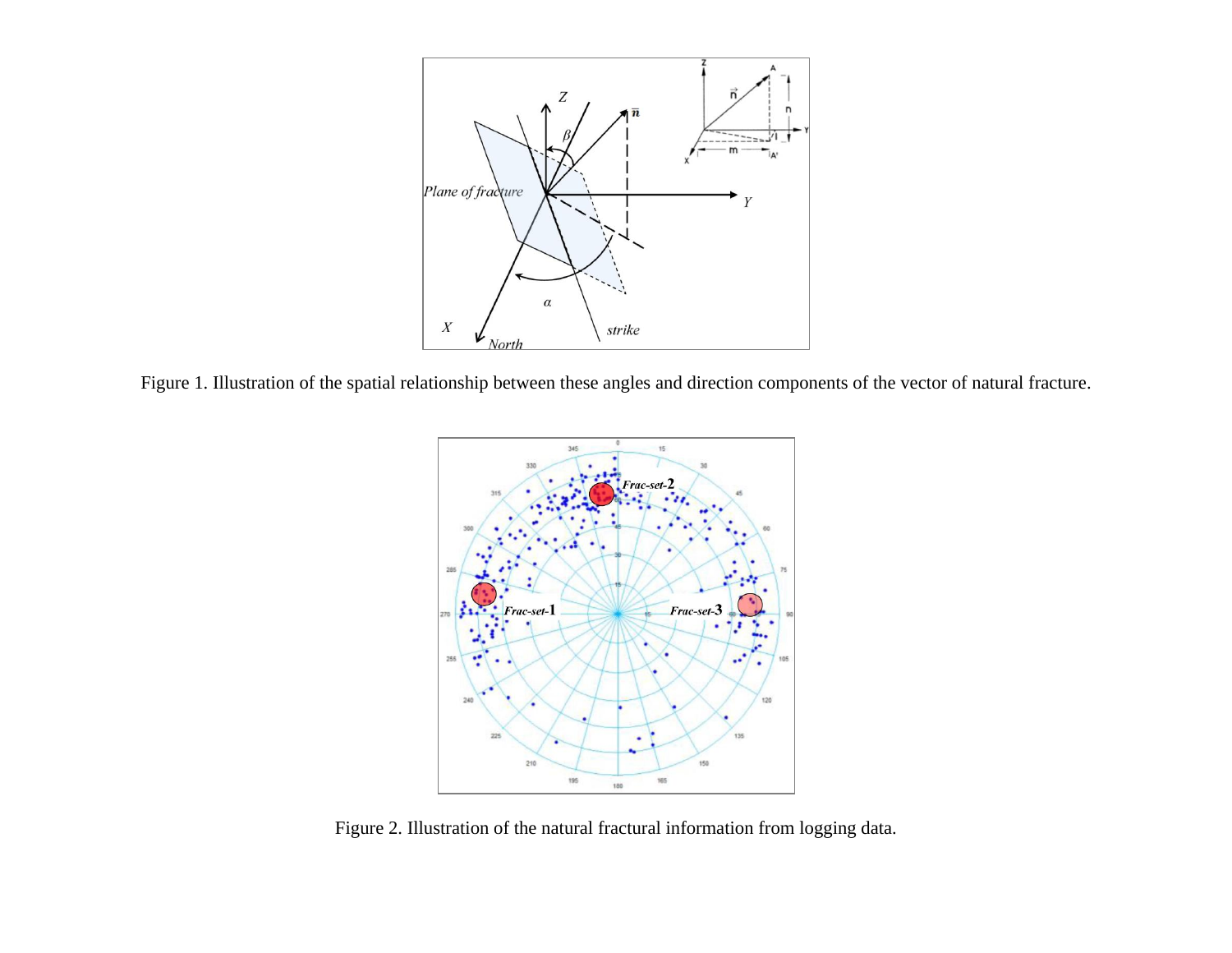Figure 1. Illustration of the spatial relationship between these angles and direction components of the vector of natural fracture.

Figure 2. Illustration of the natural fractural information from logging data.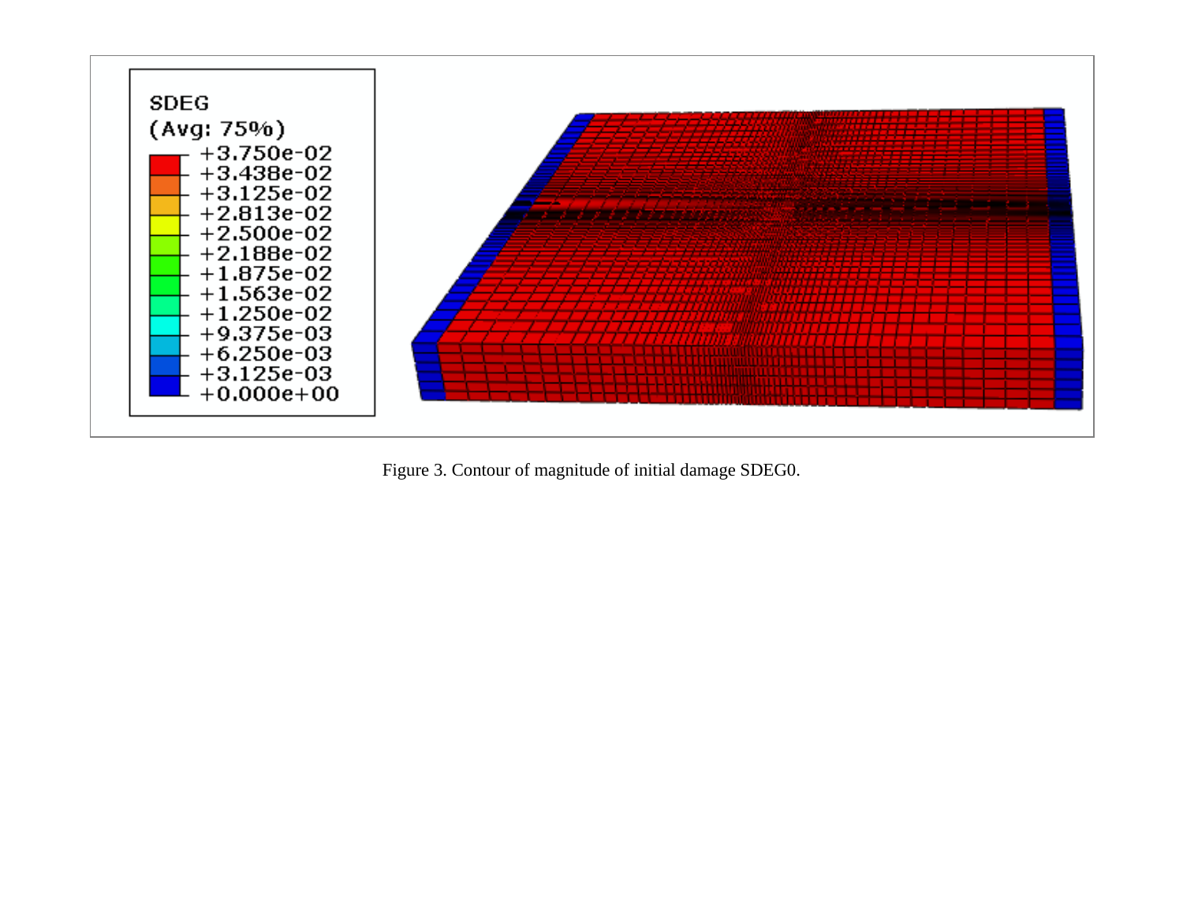Figure 3. Contour of magnitude of initial damage SDEG0.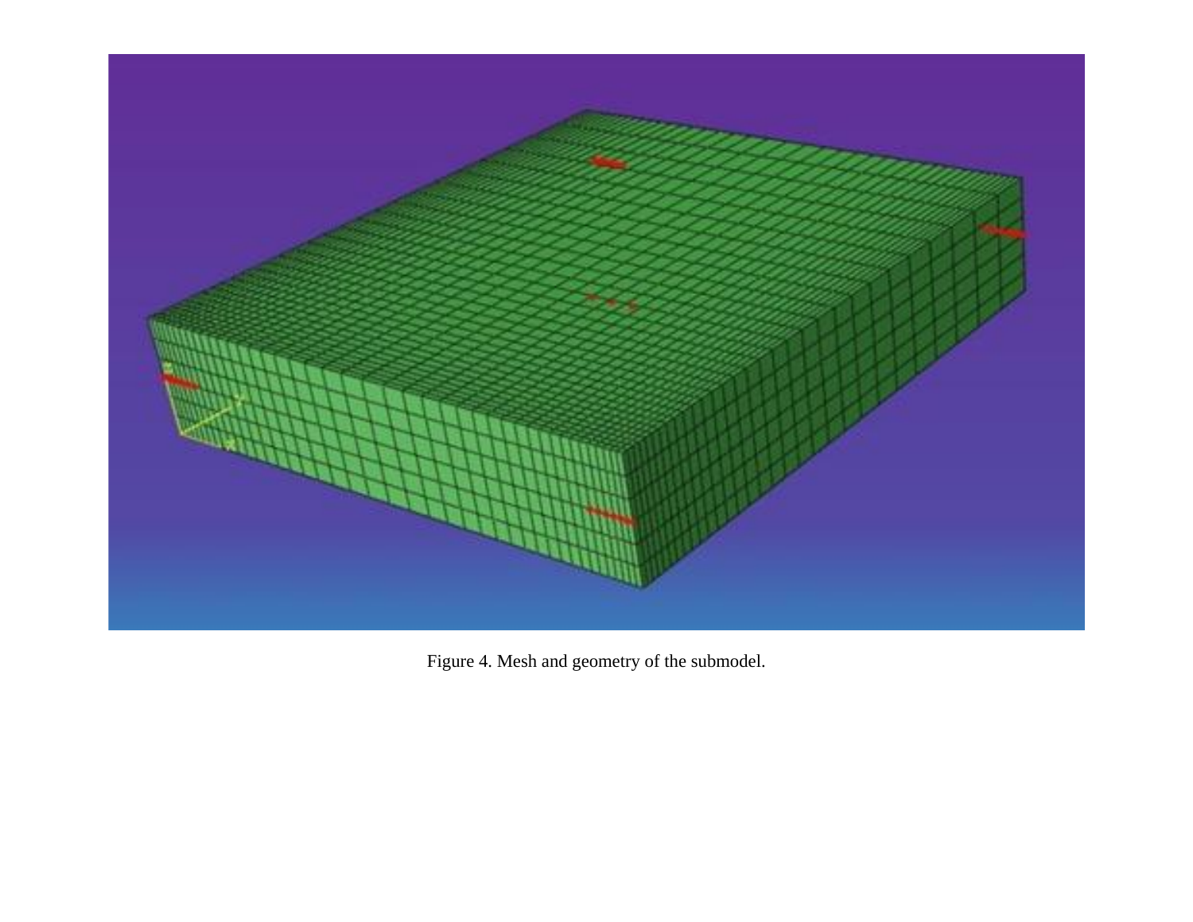Figure 4. Mesh and geometry of the submodel.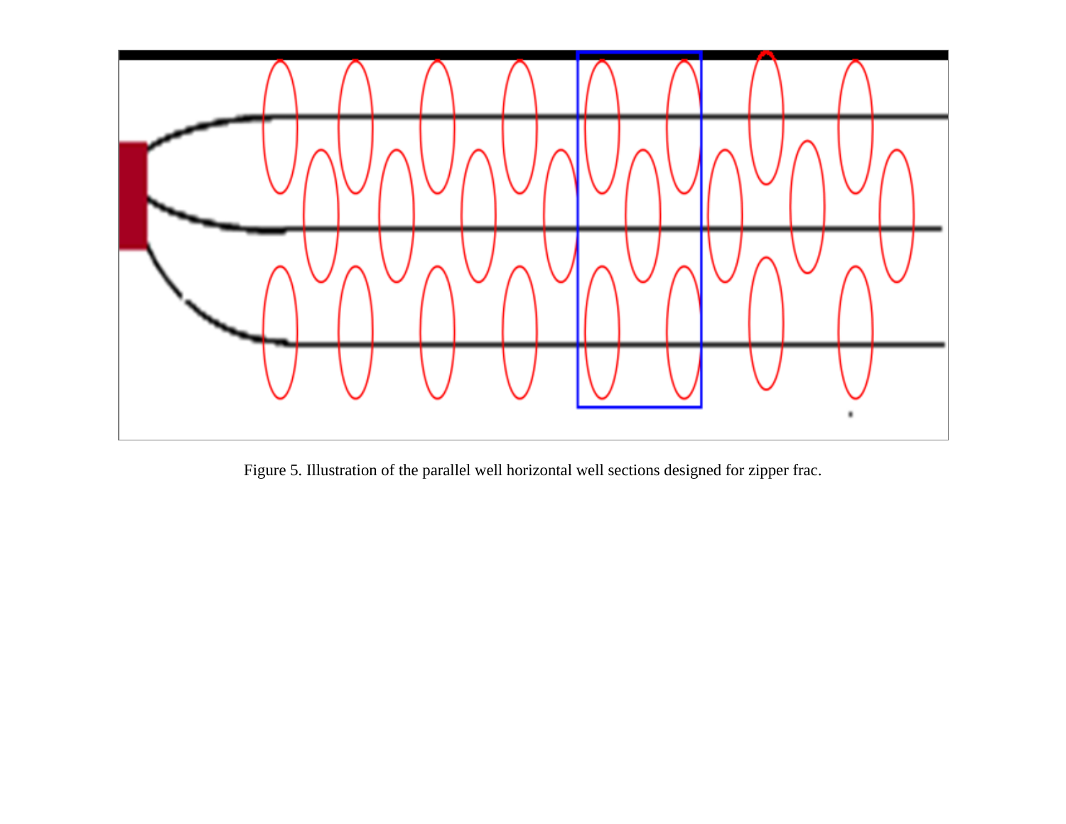Figure 5. Illustration of the parallel well horizontal well sections designed for zipper frac.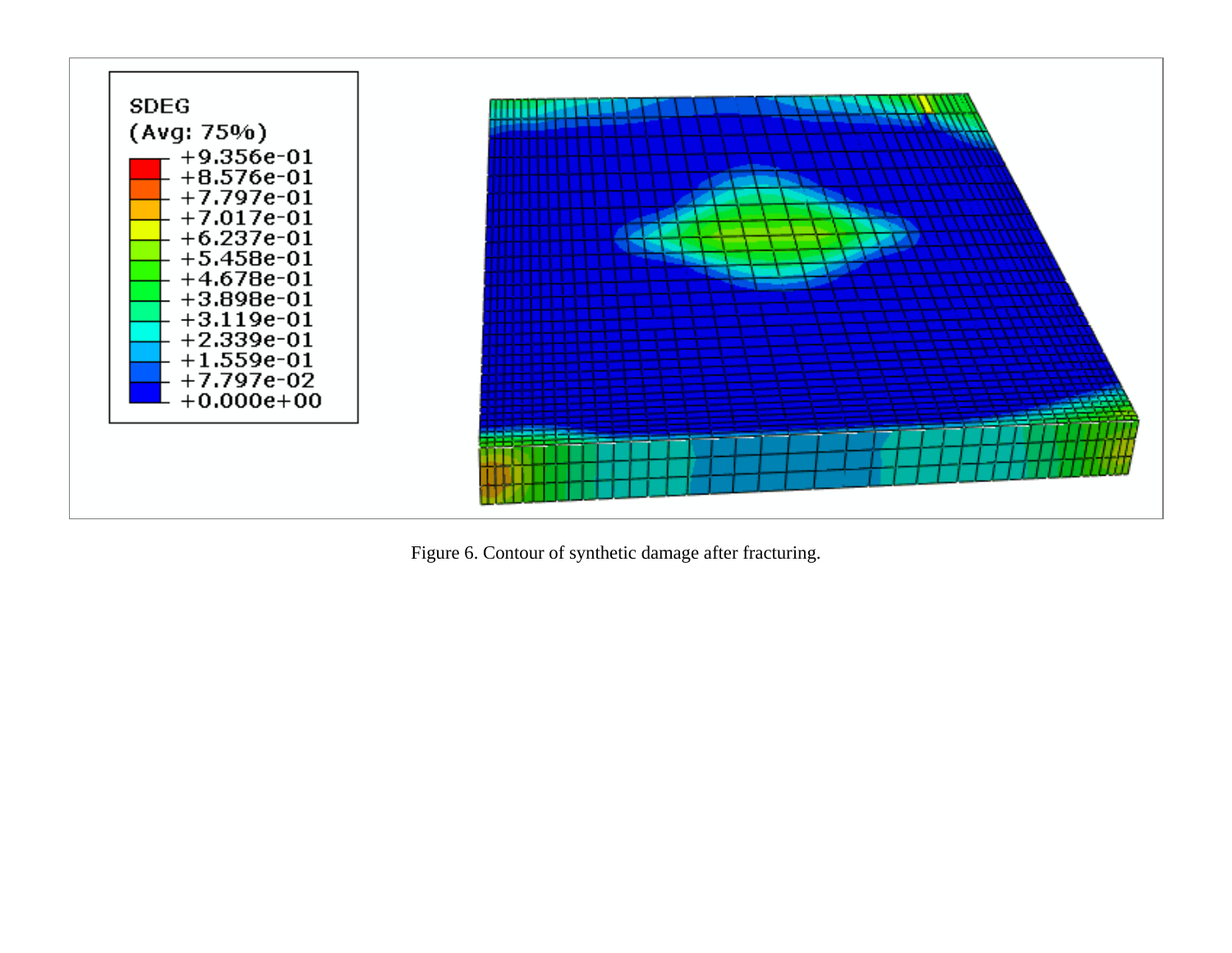Figure 6. Contour of synthetic damage after fracturing.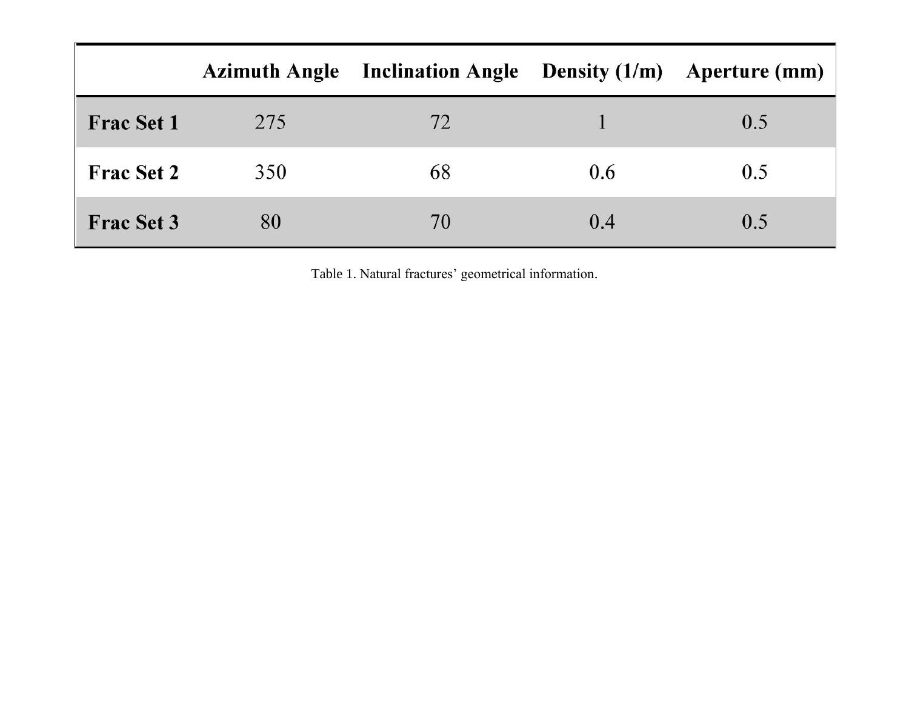| | Azimuth Angle | Inclination Angle | Density (1/m) | Aperture (mm) |
|---|---|---|---|---|
| **Frac Set 1** | 275 | 72 | 1 | 0.5 |
| **Frac Set 2** | 350 | 68 | 0.6 | 0.5 |
| **Frac Set 3** | 80 | 70 | 0.4 | 0.5 |

Table 1. Natural fractures' geometrical information.